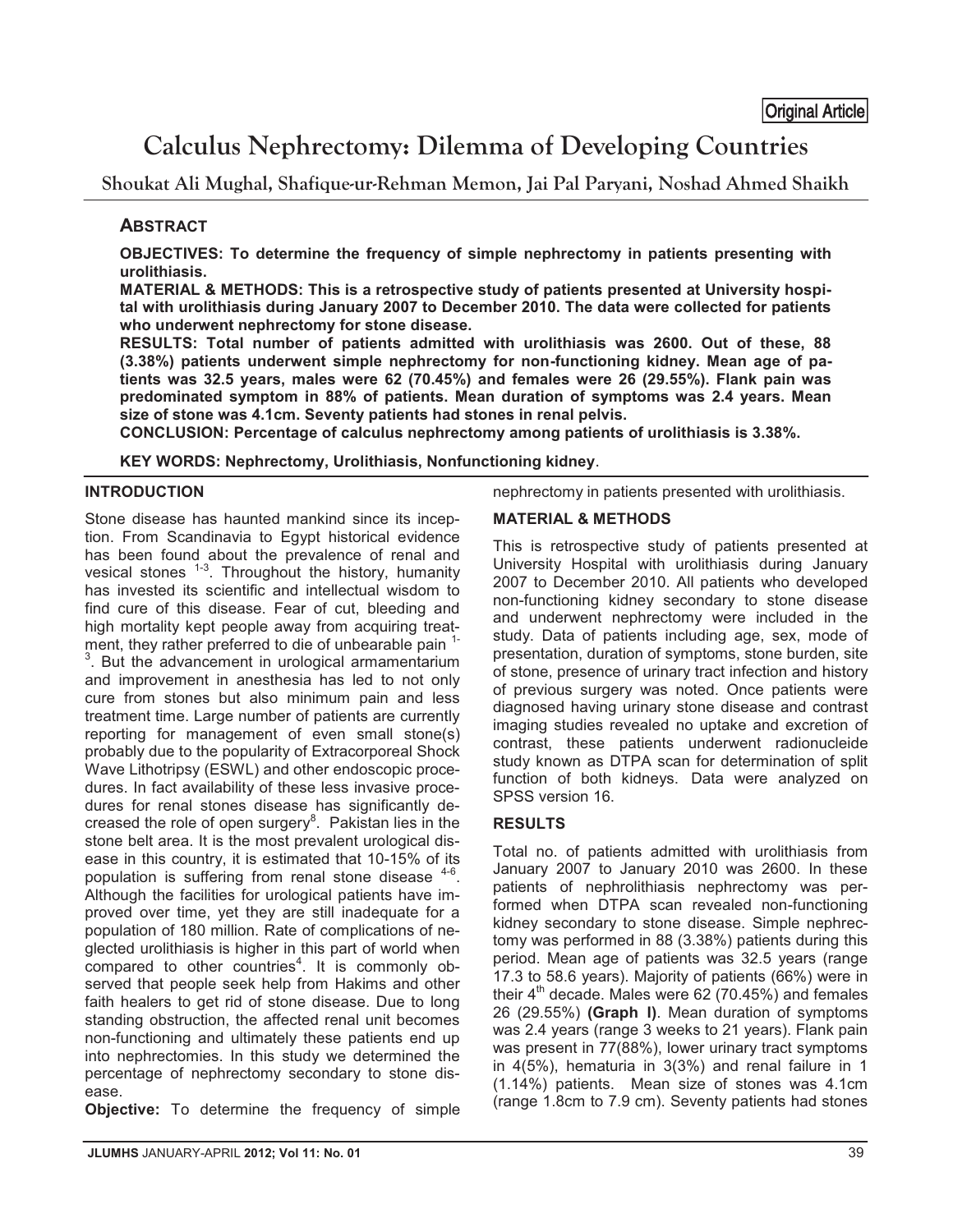Original Article

# Calculus Nephrectomy: Dilemma of Developing Countries

**Shoukat Ali Mughal, Shafique-ur-Rehman Memon, Jai Pal Paryani, Noshad Ahmed Shaikh**

## ABSTRACT

**OBJECTIVES: To determine the frequency of simple nephrectomy in patients presenting with urolithiasis.**

**MATERIAL & METHODS: This is a retrospective study of patients presented at University hospital with urolithiasis during January 2007 to December 2010. The data were collected for patients who underwent nephrectomy for stone disease.**

**RESULTS: Total number of patients admitted with urolithiasis was 2600. Out of these, 88 (3.38%) patients underwent simple nephrectomy for non-functioning kidney. Mean age of patients was 32.5 years, males were 62 (70.45%) and females were 26 (29.55%). Flank pain was predominated symptom in 88% of patients. Mean duration of symptoms was 2.4 years. Mean size of stone was 4.1cm. Seventy patients had stones in renal pelvis.**

**CONCLUSION: Percentage of calculus nephrectomy among patients of urolithiasis is 3.38%.**

**KEY WORDS: Nephrectomy, Urolithiasis, Nonfunctioning kidney**.

## INTRODUCTION

Stone disease has haunted mankind since its inception. From Scandinavia to Egypt historical evidence has been found about the prevalence of renal and vesical stones [1-3]. Throughout the history, humanity has invested its scientific and intellectual wisdom to find cure of this disease. Fear of cut, bleeding and high mortality kept people away from acquiring treatment, they rather preferred to die of unbearable pain [1-3]. But the advancement in urological armamentarium and improvement in anesthesia has led to not only cure from stones but also minimum pain and less treatment time. Large number of patients are currently reporting for management of even small stone(s) probably due to the popularity of Extracorporeal Shock Wave Lithotripsy (ESWL) and other endoscopic procedures. In fact availability of these less invasive procedures for renal stones disease has significantly decreased the role of open surgery[8]. Pakistan lies in the stone belt area. It is the most prevalent urological disease in this country, it is estimated that 10-15% of its population is suffering from renal stone disease [4-6]. Although the facilities for urological patients have improved over time, yet they are still inadequate for a population of 180 million. Rate of complications of neglected urolithiasis is higher in this part of world when compared to other countries[4]. It is commonly observed that people seek help from Hakims and other faith healers to get rid of stone disease. Due to long standing obstruction, the affected renal unit becomes non-functioning and ultimately these patients end up into nephrectomies. In this study we determined the percentage of nephrectomy secondary to stone disease.

**Objective:** To determine the frequency of simple nephrectomy in patients presented with urolithiasis.

## MATERIAL & METHODS

This is retrospective study of patients presented at University Hospital with urolithiasis during January 2007 to December 2010. All patients who developed non-functioning kidney secondary to stone disease and underwent nephrectomy were included in the study. Data of patients including age, sex, mode of presentation, duration of symptoms, stone burden, site of stone, presence of urinary tract infection and history of previous surgery was noted. Once patients were diagnosed having urinary stone disease and contrast imaging studies revealed no uptake and excretion of contrast, these patients underwent radionucleide study known as DTPA scan for determination of split function of both kidneys. Data were analyzed on SPSS version 16.

## RESULTS

Total no. of patients admitted with urolithiasis from January 2007 to January 2010 was 2600. In these patients of nephrolithiasis nephrectomy was performed when DTPA scan revealed non-functioning kidney secondary to stone disease. Simple nephrectomy was performed in 88 (3.38%) patients during this period. Mean age of patients was 32.5 years (range 17.3 to 58.6 years). Majority of patients (66%) were in their 4[th] decade. Males were 62 (70.45%) and females 26 (29.55%) **(Graph I)**. Mean duration of symptoms was 2.4 years (range 3 weeks to 21 years). Flank pain was present in 77(88%), lower urinary tract symptoms in 4(5%), hematuria in 3(3%) and renal failure in 1 (1.14%) patients. Mean size of stones was 4.1cm (range 1.8cm to 7.9 cm). Seventy patients had stones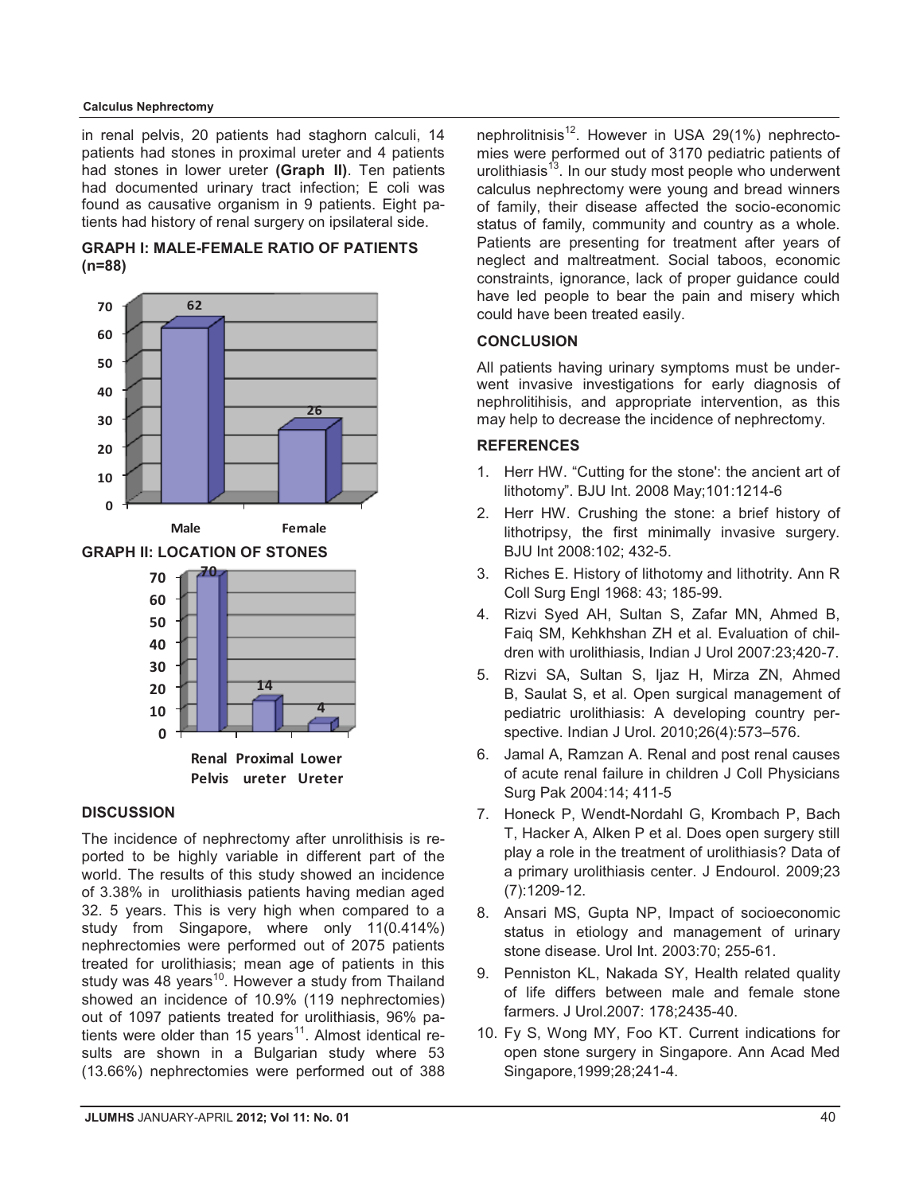in renal pelvis, 20 patients had staghorn calculi, 14 patients had stones in proximal ureter and 4 patients had stones in lower ureter **(Graph II)**. Ten patients had documented urinary tract infection; E coli was found as causative organism in 9 patients. Eight patients had history of renal surgery on ipsilateral side.

**GRAPH I: MALE-FEMALE RATIO OF PATIENTS (n=88)**

| | Male | Female |
|---|---|---|
| Patients | 62 | 26 |

**GRAPH II: LOCATION OF STONES**

| | Renal Pelvis | Proximal ureter | Lower Ureter |
|---|---|---|---|
| Patients | 70 | 14 | 4 |

## DISCUSSION

The incidence of nephrectomy after unrolithisis is reported to be highly variable in different part of the world. The results of this study showed an incidence of 3.38% in urolithiasis patients having median aged 32. 5 years. This is very high when compared to a study from Singapore, where only 11(0.414%) nephrectomies were performed out of 2075 patients treated for urolithiasis; mean age of patients in this study was 48 years[10]. However a study from Thailand showed an incidence of 10.9% (119 nephrectomies) out of 1097 patients treated for urolithiasis, 96% patients were older than 15 years[11]. Almost identical results are shown in a Bulgarian study where 53 (13.66%) nephrectomies were performed out of 388 nephrolitnisis[12]. However in USA 29(1%) nephrectomies were performed out of 3170 pediatric patients of urolithiasis[13]. In our study most people who underwent calculus nephrectomy were young and bread winners of family, their disease affected the socio-economic status of family, community and country as a whole. Patients are presenting for treatment after years of neglect and maltreatment. Social taboos, economic constraints, ignorance, lack of proper guidance could have led people to bear the pain and misery which could have been treated easily.

## CONCLUSION

All patients having urinary symptoms must be underwent invasive investigations for early diagnosis of nephrolitihisis, and appropriate intervention, as this may help to decrease the incidence of nephrectomy.

## REFERENCES

1. Herr HW. "Cutting for the stone': the ancient art of lithotomy". BJU Int. 2008 May;101:1214-6
2. Herr HW. Crushing the stone: a brief history of lithotripsy, the first minimally invasive surgery. BJU Int 2008:102; 432-5.
3. Riches E. History of lithotomy and lithotrity. Ann R Coll Surg Engl 1968: 43; 185-99.
4. Rizvi Syed AH, Sultan S, Zafar MN, Ahmed B, Faiq SM, Kehkhshan ZH et al. Evaluation of children with urolithiasis, Indian J Urol 2007:23;420-7.
5. Rizvi SA, Sultan S, Ijaz H, Mirza ZN, Ahmed B, Saulat S, et al. Open surgical management of pediatric urolithiasis: A developing country perspective. Indian J Urol. 2010;26(4):573–576.
6. Jamal A, Ramzan A. Renal and post renal causes of acute renal failure in children J Coll Physicians Surg Pak 2004:14; 411-5
7. Honeck P, Wendt-Nordahl G, Krombach P, Bach T, Hacker A, Alken P et al. Does open surgery still play a role in the treatment of urolithiasis? Data of a primary urolithiasis center. J Endourol. 2009;23 (7):1209-12.
8. Ansari MS, Gupta NP, Impact of socioeconomic status in etiology and management of urinary stone disease. Urol Int. 2003:70; 255-61.
9. Penniston KL, Nakada SY, Health related quality of life differs between male and female stone farmers. J Urol.2007: 178;2435-40.
10. Fy S, Wong MY, Foo KT. Current indications for open stone surgery in Singapore. Ann Acad Med Singapore,1999;28;241-4.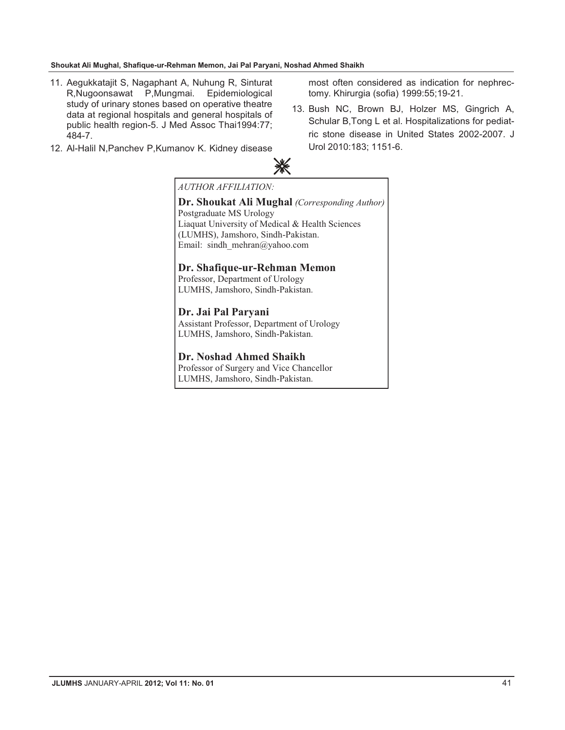11. Aegukkatajit S, Nagaphant A, Nuhung R, Sinturat R,Nugoonsawat P,Mungmai. Epidemiological study of urinary stones based on operative theatre data at regional hospitals and general hospitals of public health region-5. J Med Assoc Thai1994:77; 484-7.
12. Al-Halil N,Panchev P,Kumanov K. Kidney disease most often considered as indication for nephrectomy. Khirurgia (sofia) 1999:55;19-21.
13. Bush NC, Brown BJ, Holzer MS, Gingrich A, Schular B,Tong L et al. Hospitalizations for pediatric stone disease in United States 2002-2007. J Urol 2010:183; 1151-6.

*AUTHOR AFFILIATION:*

**Dr. Shoukat Ali Mughal** *(Corresponding Author)*
Postgraduate MS Urology
Liaquat University of Medical & Health Sciences (LUMHS), Jamshoro, Sindh-Pakistan.
Email: sindh_mehran@yahoo.com

**Dr. Shafique-ur-Rehman Memon**
Professor, Department of Urology
LUMHS, Jamshoro, Sindh-Pakistan.

**Dr. Jai Pal Paryani**
Assistant Professor, Department of Urology
LUMHS, Jamshoro, Sindh-Pakistan.

**Dr. Noshad Ahmed Shaikh**
Professor of Surgery and Vice Chancellor
LUMHS, Jamshoro, Sindh-Pakistan.